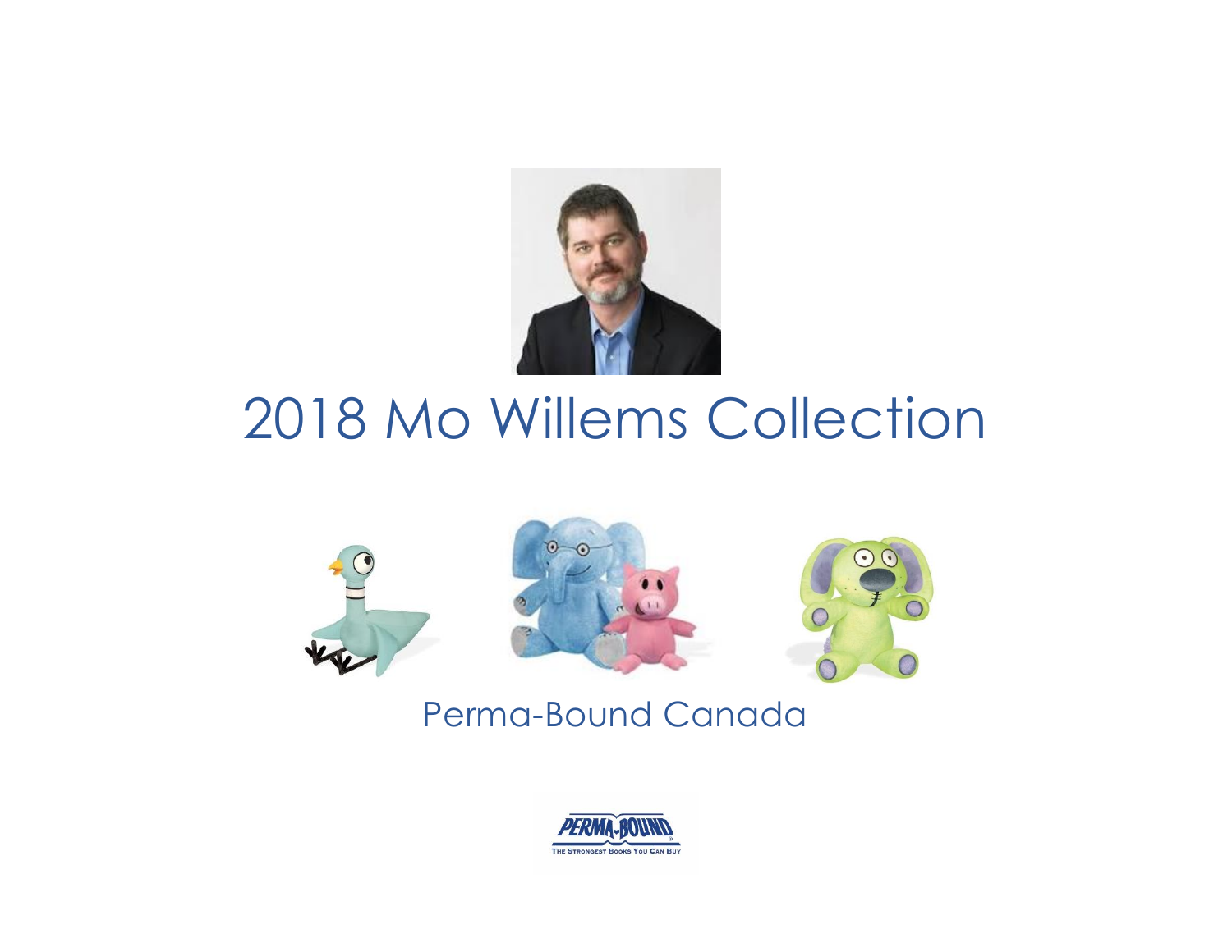# 2018 Mo Willems Collection

Perma-Bound Canada

PERMA-BOUND
THE STRONGEST BOOKS YOU CAN BUY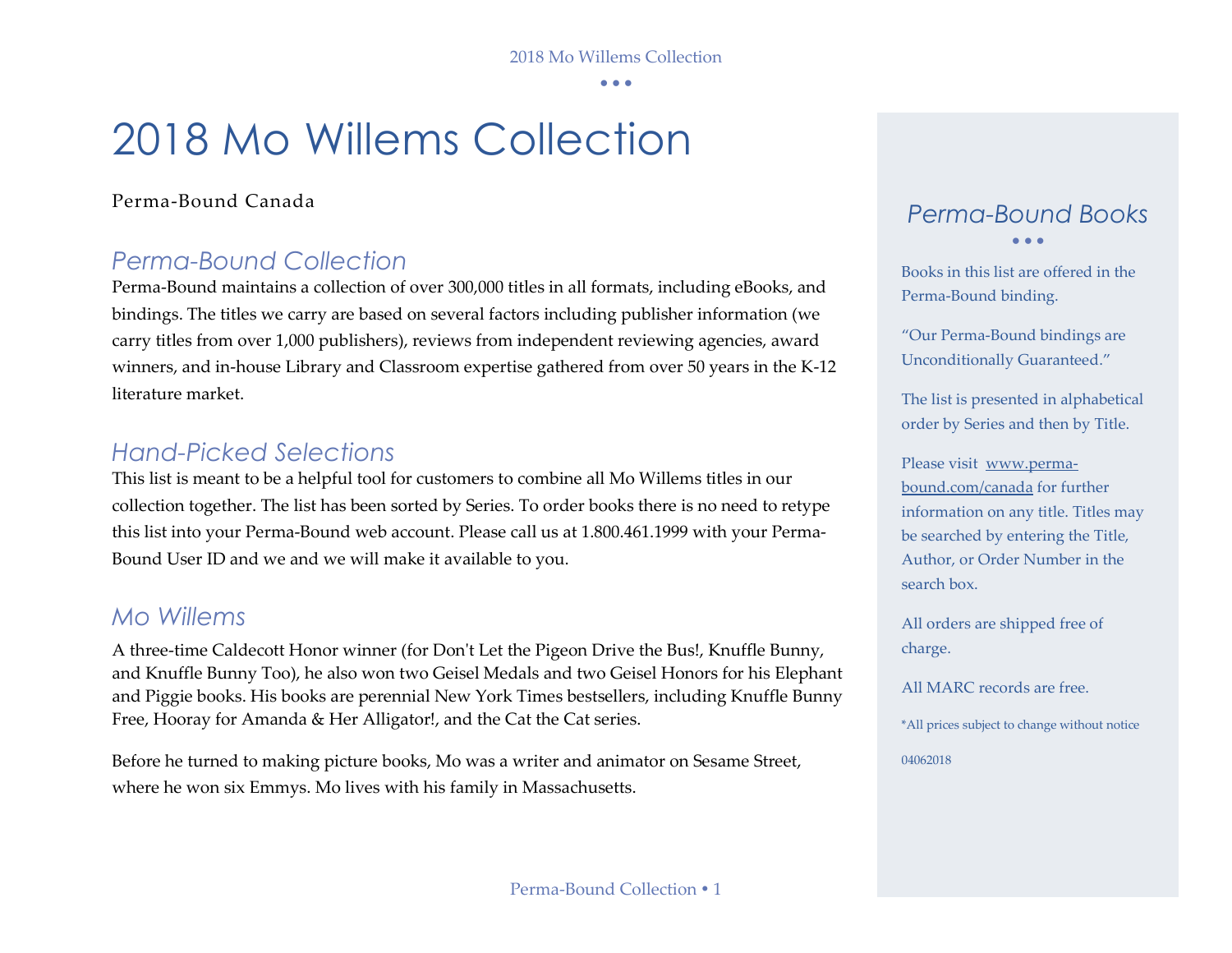# 2018 Mo Willems Collection

Perma-Bound Canada

## *Perma-Bound Collection*

Perma-Bound maintains a collection of over 300,000 titles in all formats, including eBooks, and bindings. The titles we carry are based on several factors including publisher information (we carry titles from over 1,000 publishers), reviews from independent reviewing agencies, award winners, and in-house Library and Classroom expertise gathered from over 50 years in the K-12 literature market.

## *Hand-Picked Selections*

This list is meant to be a helpful tool for customers to combine all Mo Willems titles in our collection together. The list has been sorted by Series. To order books there is no need to retype this list into your Perma-Bound web account. Please call us at 1.800.461.1999 with your Perma-Bound User ID and we and we will make it available to you.

## *Mo Willems*

A three-time Caldecott Honor winner (for Don't Let the Pigeon Drive the Bus!, Knuffle Bunny, and Knuffle Bunny Too), he also won two Geisel Medals and two Geisel Honors for his Elephant and Piggie books. His books are perennial New York Times bestsellers, including Knuffle Bunny Free, Hooray for Amanda & Her Alligator!, and the Cat the Cat series.

Before he turned to making picture books, Mo was a writer and animator on Sesame Street, where he won six Emmys. Mo lives with his family in Massachusetts.

## *Perma-Bound Books*

Books in this list are offered in the Perma-Bound binding.

"Our Perma-Bound bindings are Unconditionally Guaranteed."

The list is presented in alphabetical order by Series and then by Title.

Please visit [www.perma-bound.com/canada](www.perma-bound.com/canada) for further information on any title. Titles may be searched by entering the Title, Author, or Order Number in the search box.

All orders are shipped free of charge.

All MARC records are free.

*All prices subject to change without notice

04062018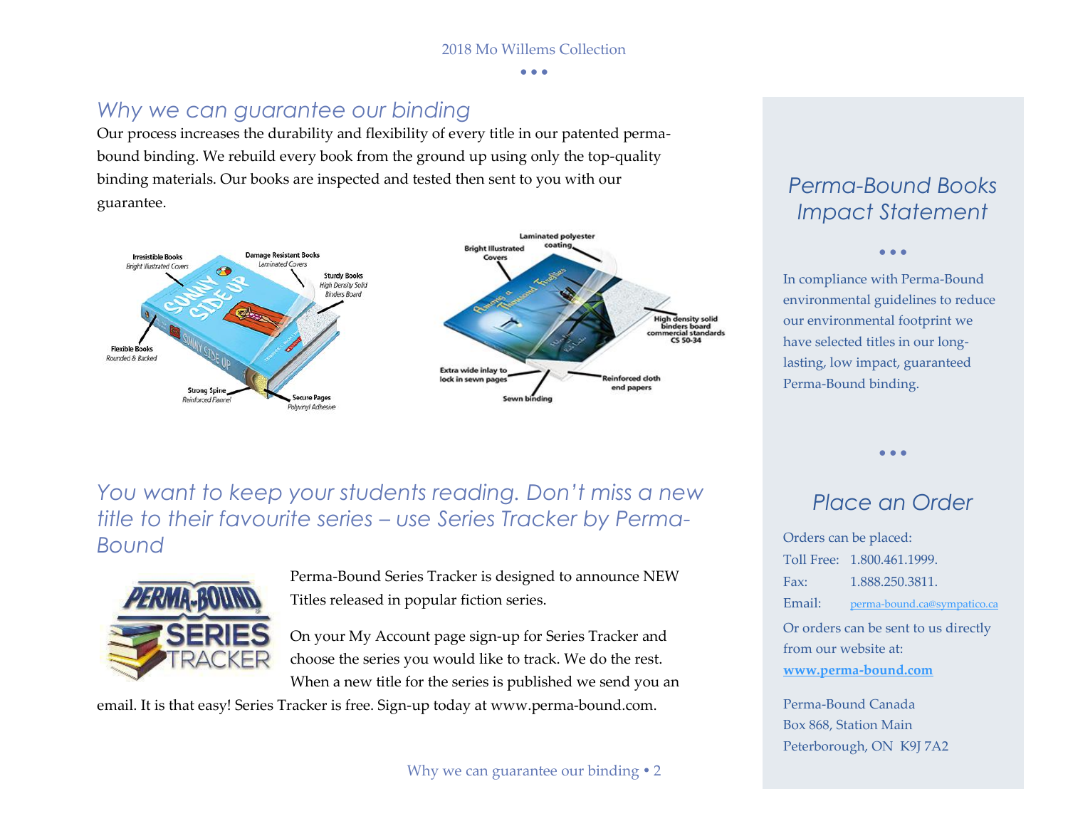## Why we can guarantee our binding

Our process increases the durability and flexibility of every title in our patented perma-bound binding. We rebuild every book from the ground up using only the top-quality binding materials. Our books are inspected and tested then sent to you with our guarantee.

Irresistible Books
Bright Illustrated Covers

Damage Resistant Books
Laminated Covers

Sturdy Books
High Density Solid Binders Board

Flexible Books
Rounded & Backed

Strong Spine
Reinforced Flannel

Secure Pages
Polyvinyl Adhesive

Laminated polyester coating

Bright Illustrated Covers

High density solid binders board commercial standards CS 50-34

Extra wide inlay to lock in sewn pages

Reinforced cloth end papers

Sewn binding

## You want to keep your students reading. Don't miss a new title to their favourite series – use Series Tracker by Perma-Bound

Perma-Bound Series Tracker is designed to announce NEW Titles released in popular fiction series.

On your My Account page sign-up for Series Tracker and choose the series you would like to track. We do the rest. When a new title for the series is published we send you an email. It is that easy! Series Tracker is free. Sign-up today at www.perma-bound.com.

## Perma-Bound Books Impact Statement

In compliance with Perma-Bound environmental guidelines to reduce our environmental footprint we have selected titles in our long-lasting, low impact, guaranteed Perma-Bound binding.

## Place an Order

Orders can be placed:

Toll Free: 1.800.461.1999.

Fax: 1.888.250.3811.

Email: perma-bound.ca@sympatico.ca

Or orders can be sent to us directly from our website at: **www.perma-bound.com**

Perma-Bound Canada
Box 868, Station Main
Peterborough, ON K9J 7A2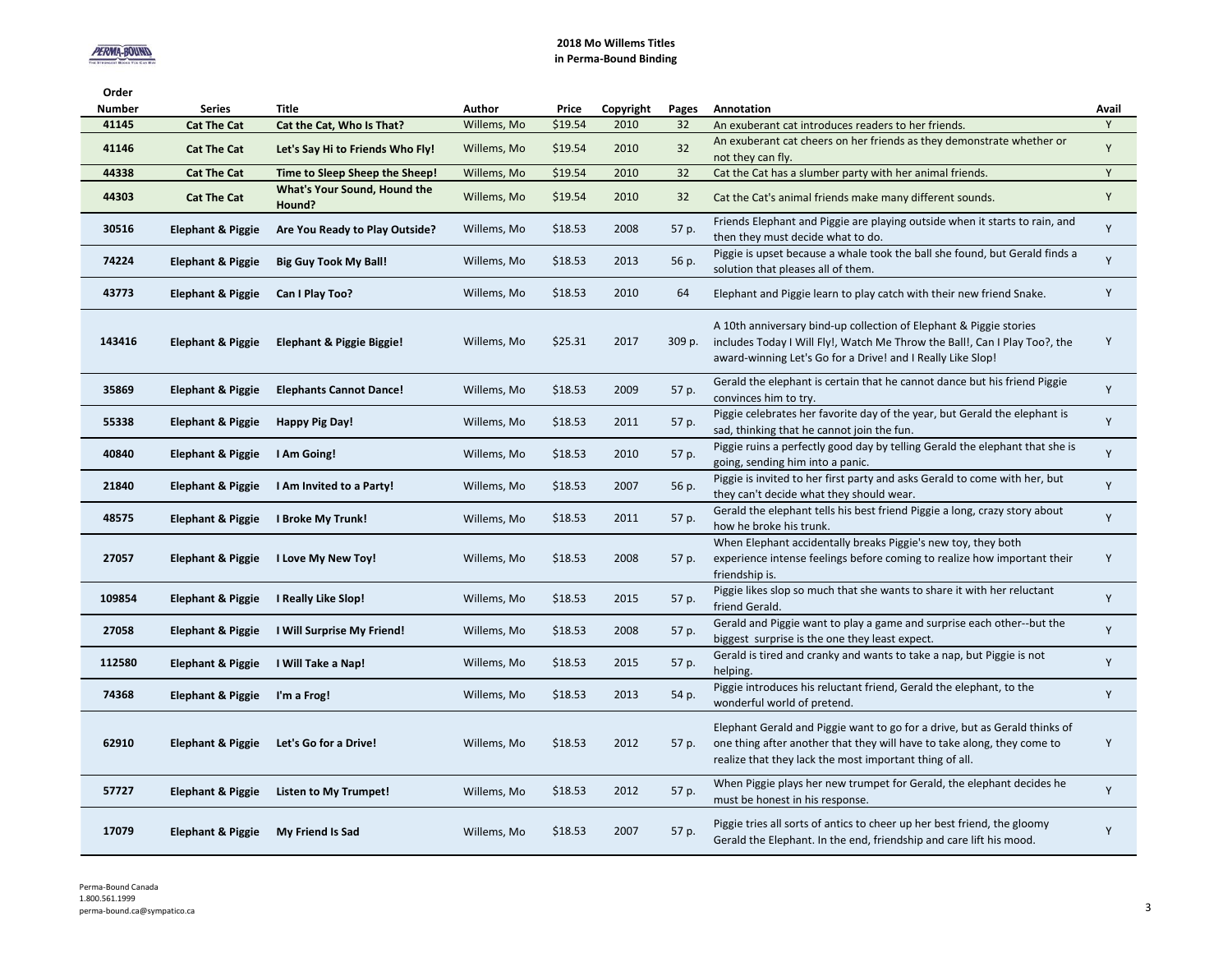**2018 Mo Willems Titles**
**in Perma-Bound Binding**

| Order Number | Series | Title | Author | Price | Copyright | Pages | Annotation | Avail |
|---|---|---|---|---|---|---|---|---|
| 41145 | Cat The Cat | Cat the Cat, Who Is That? | Willems, Mo | $19.54 | 2010 | 32 | An exuberant cat introduces readers to her friends. | Y |
| 41146 | Cat The Cat | Let's Say Hi to Friends Who Fly! | Willems, Mo | $19.54 | 2010 | 32 | An exuberant cat cheers on her friends as they demonstrate whether or not they can fly. | Y |
| 44338 | Cat The Cat | Time to Sleep Sheep the Sheep! | Willems, Mo | $19.54 | 2010 | 32 | Cat the Cat has a slumber party with her animal friends. | Y |
| 44303 | Cat The Cat | What's Your Sound, Hound the Hound? | Willems, Mo | $19.54 | 2010 | 32 | Cat the Cat's animal friends make many different sounds. | Y |
| 30516 | Elephant & Piggie | Are You Ready to Play Outside? | Willems, Mo | $18.53 | 2008 | 57 p. | Friends Elephant and Piggie are playing outside when it starts to rain, and then they must decide what to do. | Y |
| 74224 | Elephant & Piggie | Big Guy Took My Ball! | Willems, Mo | $18.53 | 2013 | 56 p. | Piggie is upset because a whale took the ball she found, but Gerald finds a solution that pleases all of them. | Y |
| 43773 | Elephant & Piggie | Can I Play Too? | Willems, Mo | $18.53 | 2010 | 64 | Elephant and Piggie learn to play catch with their new friend Snake. | Y |
| 143416 | Elephant & Piggie | Elephant & Piggie Biggie! | Willems, Mo | $25.31 | 2017 | 309 p. | A 10th anniversary bind-up collection of Elephant & Piggie stories includes Today I Will Fly!, Watch Me Throw the Ball!, Can I Play Too?, the award-winning Let's Go for a Drive! and I Really Like Slop! | Y |
| 35869 | Elephant & Piggie | Elephants Cannot Dance! | Willems, Mo | $18.53 | 2009 | 57 p. | Gerald the elephant is certain that he cannot dance but his friend Piggie convinces him to try. | Y |
| 55338 | Elephant & Piggie | Happy Pig Day! | Willems, Mo | $18.53 | 2011 | 57 p. | Piggie celebrates her favorite day of the year, but Gerald the elephant is sad, thinking that he cannot join the fun. | Y |
| 40840 | Elephant & Piggie | I Am Going! | Willems, Mo | $18.53 | 2010 | 57 p. | Piggie ruins a perfectly good day by telling Gerald the elephant that she is going, sending him into a panic. | Y |
| 21840 | Elephant & Piggie | I Am Invited to a Party! | Willems, Mo | $18.53 | 2007 | 56 p. | Piggie is invited to her first party and asks Gerald to come with her, but they can't decide what they should wear. | Y |
| 48575 | Elephant & Piggie | I Broke My Trunk! | Willems, Mo | $18.53 | 2011 | 57 p. | Gerald the elephant tells his best friend Piggie a long, crazy story about how he broke his trunk. | Y |
| 27057 | Elephant & Piggie | I Love My New Toy! | Willems, Mo | $18.53 | 2008 | 57 p. | When Elephant accidentally breaks Piggie's new toy, they both experience intense feelings before coming to realize how important their friendship is. | Y |
| 109854 | Elephant & Piggie | I Really Like Slop! | Willems, Mo | $18.53 | 2015 | 57 p. | Piggie likes slop so much that she wants to share it with her reluctant friend Gerald. | Y |
| 27058 | Elephant & Piggie | I Will Surprise My Friend! | Willems, Mo | $18.53 | 2008 | 57 p. | Gerald and Piggie want to play a game and surprise each other--but the biggest surprise is the one they least expect. | Y |
| 112580 | Elephant & Piggie | I Will Take a Nap! | Willems, Mo | $18.53 | 2015 | 57 p. | Gerald is tired and cranky and wants to take a nap, but Piggie is not helping. | Y |
| 74368 | Elephant & Piggie | I'm a Frog! | Willems, Mo | $18.53 | 2013 | 54 p. | Piggie introduces his reluctant friend, Gerald the elephant, to the wonderful world of pretend. | Y |
| 62910 | Elephant & Piggie | Let's Go for a Drive! | Willems, Mo | $18.53 | 2012 | 57 p. | Elephant Gerald and Piggie want to go for a drive, but as Gerald thinks of one thing after another that they will have to take along, they come to realize that they lack the most important thing of all. | Y |
| 57727 | Elephant & Piggie | Listen to My Trumpet! | Willems, Mo | $18.53 | 2012 | 57 p. | When Piggie plays her new trumpet for Gerald, the elephant decides he must be honest in his response. | Y |
| 17079 | Elephant & Piggie | My Friend Is Sad | Willems, Mo | $18.53 | 2007 | 57 p. | Piggie tries all sorts of antics to cheer up her best friend, the gloomy Gerald the Elephant. In the end, friendship and care lift his mood. | Y |

Perma-Bound Canada
1.800.561.1999
perma-bound.ca@sympatico.ca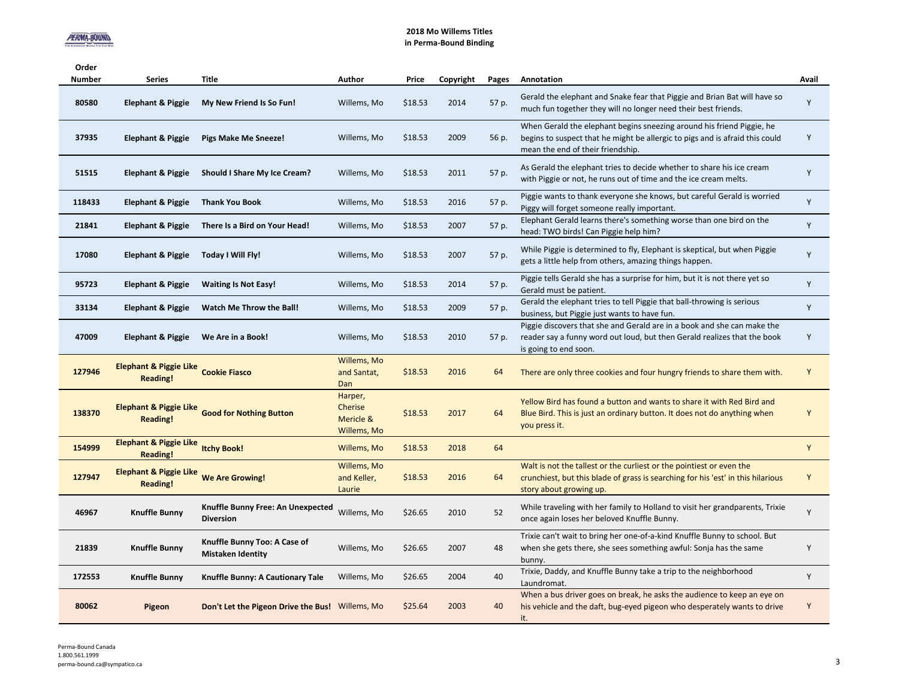# 2018 Mo Willems Titles in Perma-Bound Binding

| Order Number | Series | Title | Author | Price | Copyright | Pages | Annotation | Avail |
|---|---|---|---|---|---|---|---|---|
| 80580 | **Elephant & Piggie** | **My New Friend Is So Fun!** | Willems, Mo | $18.53 | 2014 | 57 p. | Gerald the elephant and Snake fear that Piggie and Brian Bat will have so much fun together they will no longer need their best friends. | Y |
| 37935 | **Elephant & Piggie** | **Pigs Make Me Sneeze!** | Willems, Mo | $18.53 | 2009 | 56 p. | When Gerald the elephant begins sneezing around his friend Piggie, he begins to suspect that he might be allergic to pigs and is afraid this could mean the end of their friendship. | Y |
| 51515 | **Elephant & Piggie** | **Should I Share My Ice Cream?** | Willems, Mo | $18.53 | 2011 | 57 p. | As Gerald the elephant tries to decide whether to share his ice cream with Piggie or not, he runs out of time and the ice cream melts. | Y |
| 118433 | **Elephant & Piggie** | **Thank You Book** | Willems, Mo | $18.53 | 2016 | 57 p. | Piggie wants to thank everyone she knows, but careful Gerald is worried Piggy will forget someone really important. | Y |
| 21841 | **Elephant & Piggie** | **There Is a Bird on Your Head!** | Willems, Mo | $18.53 | 2007 | 57 p. | Elephant Gerald learns there's something worse than one bird on the head: TWO birds! Can Piggie help him? | Y |
| 17080 | **Elephant & Piggie** | **Today I Will Fly!** | Willems, Mo | $18.53 | 2007 | 57 p. | While Piggie is determined to fly, Elephant is skeptical, but when Piggie gets a little help from others, amazing things happen. | Y |
| 95723 | **Elephant & Piggie** | **Waiting Is Not Easy!** | Willems, Mo | $18.53 | 2014 | 57 p. | Piggie tells Gerald she has a surprise for him, but it is not there yet so Gerald must be patient. | Y |
| 33134 | **Elephant & Piggie** | **Watch Me Throw the Ball!** | Willems, Mo | $18.53 | 2009 | 57 p. | Gerald the elephant tries to tell Piggie that ball-throwing is serious business, but Piggie just wants to have fun. | Y |
| 47009 | **Elephant & Piggie** | **We Are in a Book!** | Willems, Mo | $18.53 | 2010 | 57 p. | Piggie discovers that she and Gerald are in a book and she can make the reader say a funny word out loud, but then Gerald realizes that the book is going to end soon. | Y |
| 127946 | **Elephant & Piggie Like Reading!** | **Cookie Fiasco** | Willems, Mo and Santat, Dan | $18.53 | 2016 | 64 | There are only three cookies and four hungry friends to share them with. | Y |
| 138370 | **Elephant & Piggie Like Reading!** | **Good for Nothing Button** | Harper, Cherise Mericle & Willems, Mo | $18.53 | 2017 | 64 | Yellow Bird has found a button and wants to share it with Red Bird and Blue Bird. This is just an ordinary button. It does not do anything when you press it. | Y |
| 154999 | **Elephant & Piggie Like Reading!** | **Itchy Book!** | Willems, Mo | $18.53 | 2018 | 64 | | Y |
| 127947 | **Elephant & Piggie Like Reading!** | **We Are Growing!** | Willems, Mo and Keller, Laurie | $18.53 | 2016 | 64 | Walt is not the tallest or the curliest or the pointiest or even the crunchiest, but this blade of grass is searching for his 'est' in this hilarious story about growing up. | Y |
| 46967 | **Knuffle Bunny** | **Knuffle Bunny Free: An Unexpected Diversion** | Willems, Mo | $26.65 | 2010 | 52 | While traveling with her family to Holland to visit her grandparents, Trixie once again loses her beloved Knuffle Bunny. | Y |
| 21839 | **Knuffle Bunny** | **Knuffle Bunny Too: A Case of Mistaken Identity** | Willems, Mo | $26.65 | 2007 | 48 | Trixie can't wait to bring her one-of-a-kind Knuffle Bunny to school. But when she gets there, she sees something awful: Sonja has the same bunny. | Y |
| 172553 | **Knuffle Bunny** | **Knuffle Bunny: A Cautionary Tale** | Willems, Mo | $26.65 | 2004 | 40 | Trixie, Daddy, and Knuffle Bunny take a trip to the neighborhood Laundromat. | Y |
| 80062 | **Pigeon** | **Don't Let the Pigeon Drive the Bus!** | Willems, Mo | $25.64 | 2003 | 40 | When a bus driver goes on break, he asks the audience to keep an eye on his vehicle and the daft, bug-eyed pigeon who desperately wants to drive it. | Y |

Perma-Bound Canada
1.800.561.1999
perma-bound.ca@sympatico.ca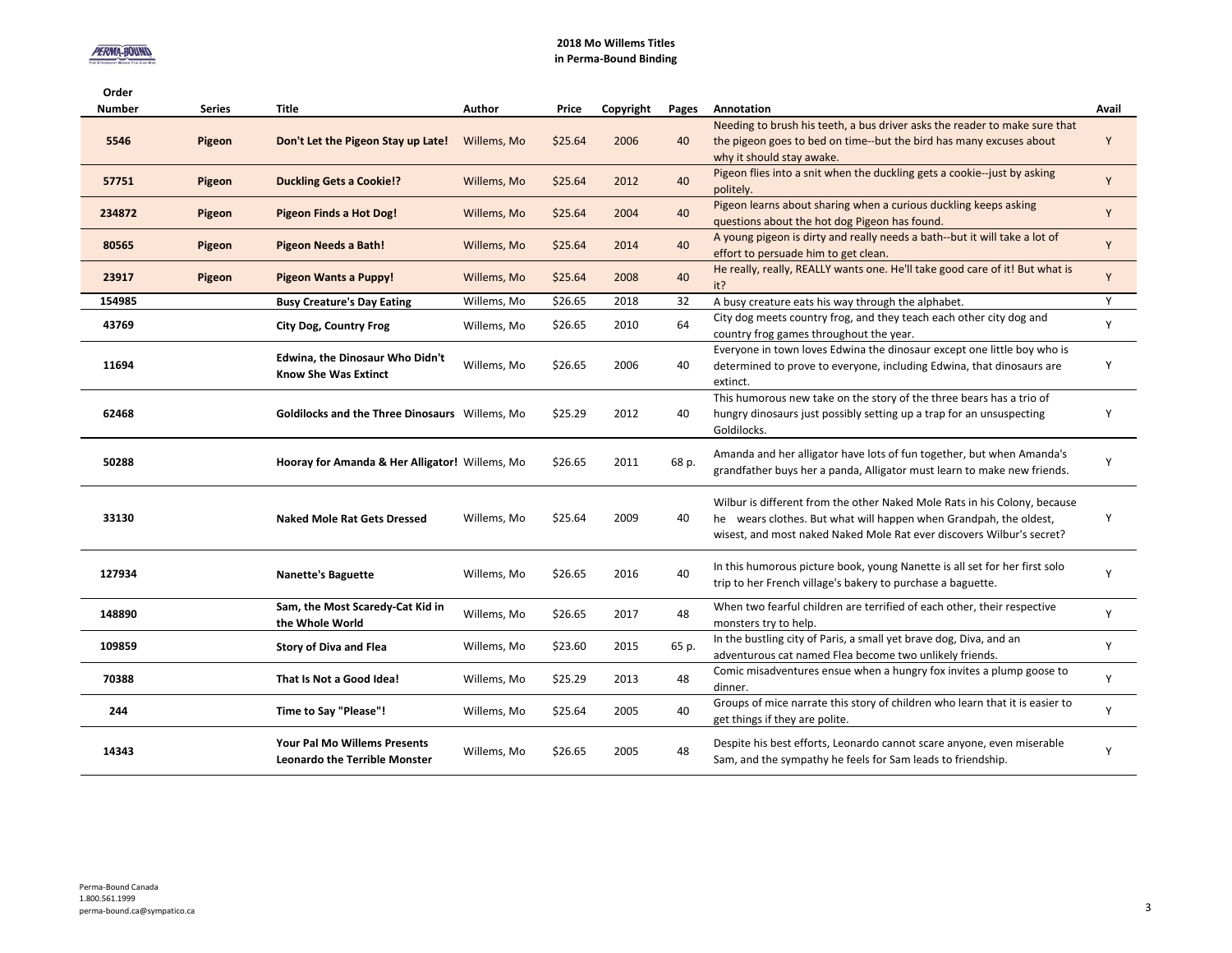## 2018 Mo Willems Titles
## in Perma-Bound Binding

| Order Number | Series | Title | Author | Price | Copyright | Pages | Annotation | Avail |
|---|---|---|---|---|---|---|---|---|
| 5546 | **Pigeon** | **Don't Let the Pigeon Stay up Late!** | Willems, Mo | $25.64 | 2006 | 40 | Needing to brush his teeth, a bus driver asks the reader to make sure that the pigeon goes to bed on time--but the bird has many excuses about why it should stay awake. | Y |
| 57751 | **Pigeon** | **Duckling Gets a Cookie!?** | Willems, Mo | $25.64 | 2012 | 40 | Pigeon flies into a snit when the duckling gets a cookie--just by asking politely. | Y |
| 234872 | **Pigeon** | **Pigeon Finds a Hot Dog!** | Willems, Mo | $25.64 | 2004 | 40 | Pigeon learns about sharing when a curious duckling keeps asking questions about the hot dog Pigeon has found. | Y |
| 80565 | **Pigeon** | **Pigeon Needs a Bath!** | Willems, Mo | $25.64 | 2014 | 40 | A young pigeon is dirty and really needs a bath--but it will take a lot of effort to persuade him to get clean. | Y |
| 23917 | **Pigeon** | **Pigeon Wants a Puppy!** | Willems, Mo | $25.64 | 2008 | 40 | He really, really, REALLY wants one. He'll take good care of it! But what is it? | Y |
| 154985 | | **Busy Creature's Day Eating** | Willems, Mo | $26.65 | 2018 | 32 | A busy creature eats his way through the alphabet. | Y |
| 43769 | | **City Dog, Country Frog** | Willems, Mo | $26.65 | 2010 | 64 | City dog meets country frog, and they teach each other city dog and country frog games throughout the year. | Y |
| 11694 | | **Edwina, the Dinosaur Who Didn't Know She Was Extinct** | Willems, Mo | $26.65 | 2006 | 40 | Everyone in town loves Edwina the dinosaur except one little boy who is determined to prove to everyone, including Edwina, that dinosaurs are extinct. | Y |
| 62468 | | **Goldilocks and the Three Dinosaurs** | Willems, Mo | $25.29 | 2012 | 40 | This humorous new take on the story of the three bears has a trio of hungry dinosaurs just possibly setting up a trap for an unsuspecting Goldilocks. | Y |
| 50288 | | **Hooray for Amanda & Her Alligator!** | Willems, Mo | $26.65 | 2011 | 68 p. | Amanda and her alligator have lots of fun together, but when Amanda's grandfather buys her a panda, Alligator must learn to make new friends. | Y |
| 33130 | | **Naked Mole Rat Gets Dressed** | Willems, Mo | $25.64 | 2009 | 40 | Wilbur is different from the other Naked Mole Rats in his Colony, because he wears clothes. But what will happen when Grandpah, the oldest, wisest, and most naked Naked Mole Rat ever discovers Wilbur's secret? | Y |
| 127934 | | **Nanette's Baguette** | Willems, Mo | $26.65 | 2016 | 40 | In this humorous picture book, young Nanette is all set for her first solo trip to her French village's bakery to purchase a baguette. | Y |
| 148890 | | **Sam, the Most Scaredy-Cat Kid in the Whole World** | Willems, Mo | $26.65 | 2017 | 48 | When two fearful children are terrified of each other, their respective monsters try to help. | Y |
| 109859 | | **Story of Diva and Flea** | Willems, Mo | $23.60 | 2015 | 65 p. | In the bustling city of Paris, a small yet brave dog, Diva, and an adventurous cat named Flea become two unlikely friends. | Y |
| 70388 | | **That Is Not a Good Idea!** | Willems, Mo | $25.29 | 2013 | 48 | Comic misadventures ensue when a hungry fox invites a plump goose to dinner. | Y |
| 244 | | **Time to Say "Please"!** | Willems, Mo | $25.64 | 2005 | 40 | Groups of mice narrate this story of children who learn that it is easier to get things if they are polite. | Y |
| 14343 | | **Your Pal Mo Willems Presents Leonardo the Terrible Monster** | Willems, Mo | $26.65 | 2005 | 48 | Despite his best efforts, Leonardo cannot scare anyone, even miserable Sam, and the sympathy he feels for Sam leads to friendship. | Y |

Perma-Bound Canada
1.800.561.1999
perma-bound.ca@sympatico.ca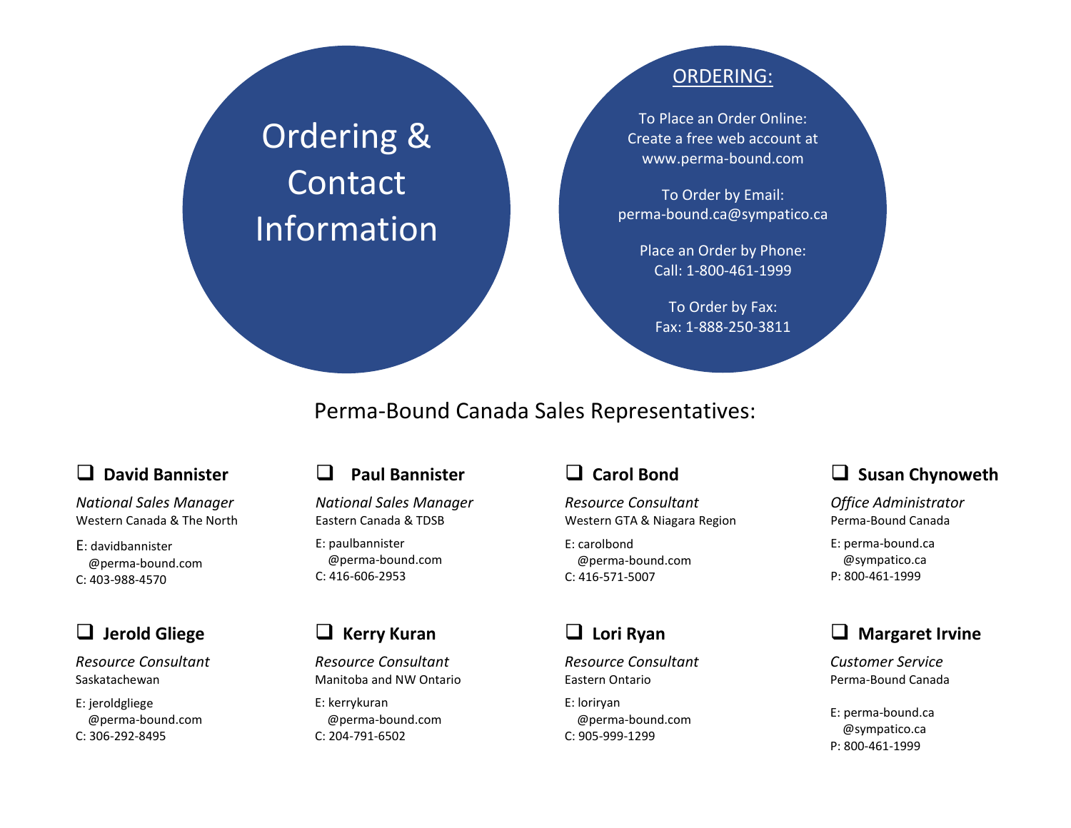# Ordering & Contact Information

## ORDERING:

To Place an Order Online:
Create a free web account at
www.perma-bound.com

To Order by Email:
perma-bound.ca@sympatico.ca

Place an Order by Phone:
Call: 1-800-461-1999

To Order by Fax:
Fax: 1-888-250-3811

## Perma-Bound Canada Sales Representatives:

- ❑ **David Bannister**

  *National Sales Manager*
  Western Canada & The North

  E: davidbannister@perma-bound.com
  C: 403-988-4570

- ❑ **Paul Bannister**

  *National Sales Manager*
  Eastern Canada & TDSB

  E: paulbannister@perma-bound.com
  C: 416-606-2953

- ❑ **Carol Bond**

  *Resource Consultant*
  Western GTA & Niagara Region

  E: carolbond@perma-bound.com
  C: 416-571-5007

- ❑ **Susan Chynoweth**

  *Office Administrator*
  Perma-Bound Canada

  E: perma-bound.ca@sympatico.ca
  P: 800-461-1999

- ❑ **Jerold Gliege**

  *Resource Consultant*
  Saskatchewan

  E: jeroldgliege@perma-bound.com
  C: 306-292-8495

- ❑ **Kerry Kuran**

  *Resource Consultant*
  Manitoba and NW Ontario

  E: kerrykuran@perma-bound.com
  C: 204-791-6502

- ❑ **Lori Ryan**

  *Resource Consultant*
  Eastern Ontario

  E: loriryan@perma-bound.com
  C: 905-999-1299

- ❑ **Margaret Irvine**

  *Customer Service*
  Perma-Bound Canada

  E: perma-bound.ca@sympatico.ca
  P: 800-461-1999